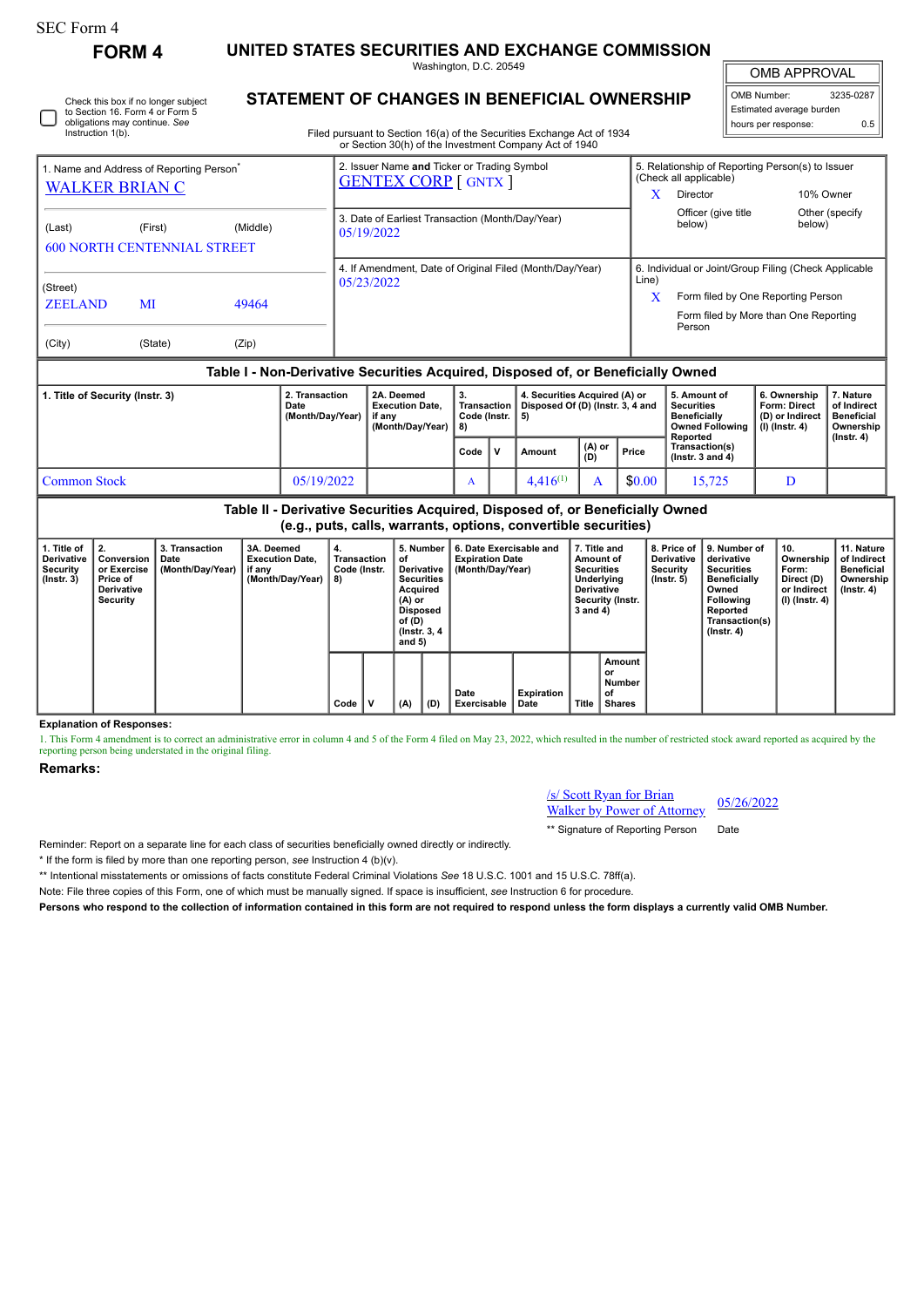SEC Form 4

# FORM 4

## UNITED STATES SECURITIES AND EXCHANGE COMMISSION

Washington, D.C. 20549

## STATEMENT OF CHANGES IN BENEFICIAL OWNERSHIP

Filed pursuant to Section 16(a) of the Securities Exchange Act of 1934 or Section 30(h) of the Investment Company Act of 1940

| OMB APPROVAL | |
|---|---|
| OMB Number: | 3235-0287 |
| Estimated average burden hours per response: | 0.5 |

☐ Check this box if no longer subject to Section 16. Form 4 or Form 5 obligations may continue. *See* Instruction 1(b).

| 1. Name and Address of Reporting Person* | 2. Issuer Name **and** Ticker or Trading Symbol | 5. Relationship of Reporting Person(s) to Issuer (Check all applicable) |
|---|---|---|
| WALKER BRIAN C | GENTEX CORP [ GNTX ] | X Director; 10% Owner; Officer (give title below); Other (specify below) |
| (Last) (First) (Middle) 600 NORTH CENTENNIAL STREET | 3. Date of Earliest Transaction (Month/Day/Year) 05/19/2022 | |
| (Street) ZEELAND MI 49464 (City) (State) (Zip) | 4. If Amendment, Date of Original Filed (Month/Day/Year) 05/23/2022 | 6. Individual or Joint/Group Filing (Check Applicable Line) X Form filed by One Reporting Person; Form filed by More than One Reporting Person |

### Table I - Non-Derivative Securities Acquired, Disposed of, or Beneficially Owned

| 1. Title of Security (Instr. 3) | 2. Transaction Date (Month/Day/Year) | 2A. Deemed Execution Date, if any (Month/Day/Year) | 3. Transaction Code (Instr. 8) | | 4. Securities Acquired (A) or Disposed Of (D) (Instr. 3, 4 and 5) | | | 5. Amount of Securities Beneficially Owned Following Reported Transaction(s) (Instr. 3 and 4) | 6. Ownership Form: Direct (D) or Indirect (I) (Instr. 4) | 7. Nature of Indirect Beneficial Ownership (Instr. 4) |
|---|---|---|---|---|---|---|---|---|---|---|
| | | | Code | V | Amount | (A) or (D) | Price | | | |
| Common Stock | 05/19/2022 | | A | | 4,416[1] | A | $0.00 | 15,725 | D | |

### Table II - Derivative Securities Acquired, Disposed of, or Beneficially Owned (e.g., puts, calls, warrants, options, convertible securities)

| 1. Title of Derivative Security (Instr. 3) | 2. Conversion or Exercise Price of Derivative Security | 3. Transaction Date (Month/Day/Year) | 3A. Deemed Execution Date, if any (Month/Day/Year) | 4. Transaction Code (Instr. 8) | | 5. Number of Derivative Securities Acquired (A) or Disposed of (D) (Instr. 3, 4 and 5) | | 6. Date Exercisable and Expiration Date (Month/Day/Year) | | 7. Title and Amount of Securities Underlying Derivative Security (Instr. 3 and 4) | | 8. Price of Derivative Security (Instr. 5) | 9. Number of derivative Securities Beneficially Owned Following Reported Transaction(s) (Instr. 4) | 10. Ownership Form: Direct (D) or Indirect (I) (Instr. 4) | 11. Nature of Indirect Beneficial Ownership (Instr. 4) |
|---|---|---|---|---|---|---|---|---|---|---|---|---|---|---|---|
| | | | | Code | V | (A) | (D) | Date Exercisable | Expiration Date | Title | Amount or Number of Shares | | | | |

**Explanation of Responses:**

1. This Form 4 amendment is to correct an administrative error in column 4 and 5 of the Form 4 filed on May 23, 2022, which resulted in the number of restricted stock award reported as acquired by the reporting person being understated in the original filing.

**Remarks:**

/s/ Scott Ryan for Brian Walker by Power of Attorney — 05/26/2022

** Signature of Reporting Person — Date

Reminder: Report on a separate line for each class of securities beneficially owned directly or indirectly.

\* If the form is filed by more than one reporting person, *see* Instruction 4 (b)(v).

** Intentional misstatements or omissions of facts constitute Federal Criminal Violations *See* 18 U.S.C. 1001 and 15 U.S.C. 78ff(a).

Note: File three copies of this Form, one of which must be manually signed. If space is insufficient, *see* Instruction 6 for procedure.

**Persons who respond to the collection of information contained in this form are not required to respond unless the form displays a currently valid OMB Number.**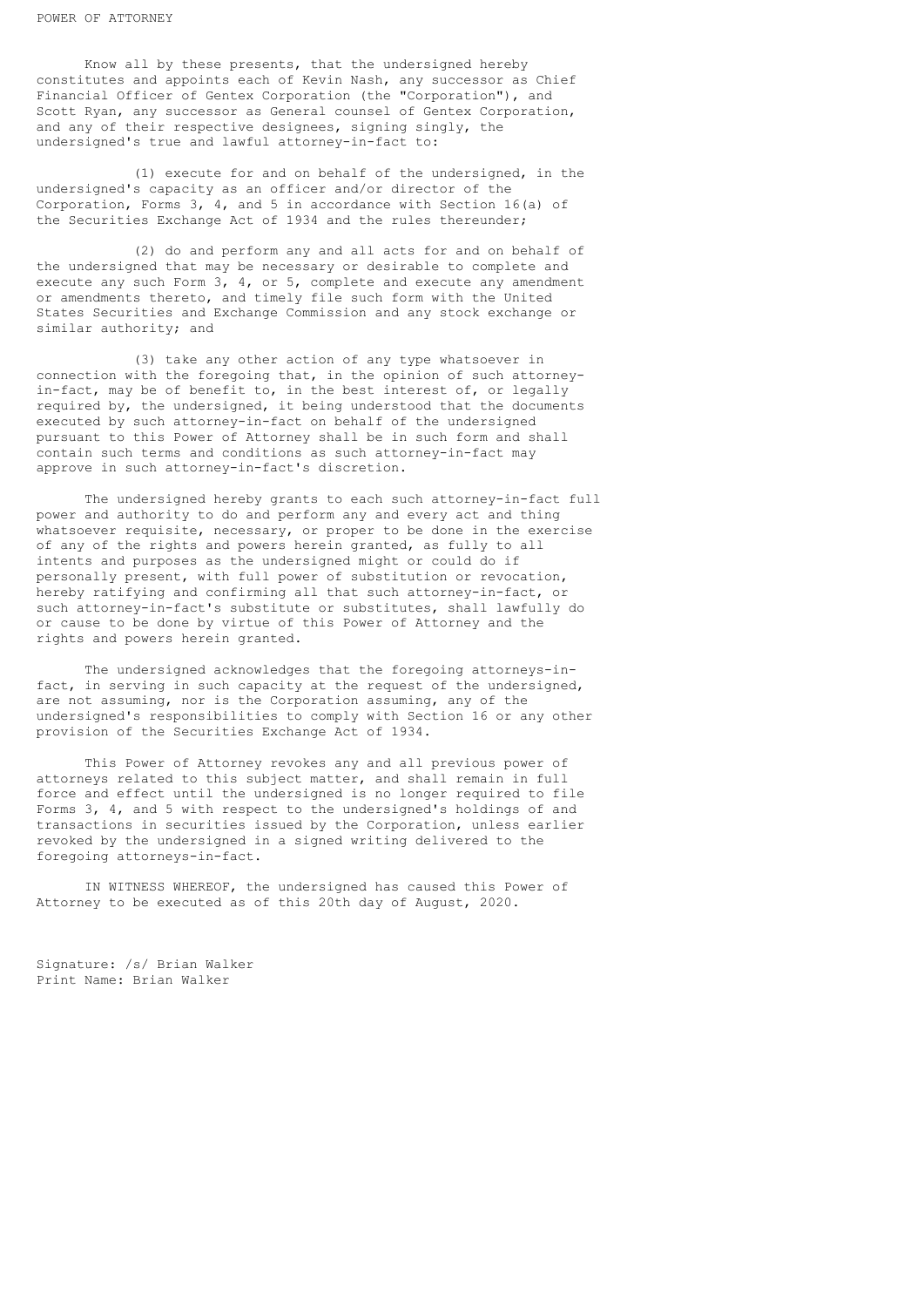# POWER OF ATTORNEY

Know all by these presents, that the undersigned hereby constitutes and appoints each of Kevin Nash, any successor as Chief Financial Officer of Gentex Corporation (the "Corporation"), and Scott Ryan, any successor as General counsel of Gentex Corporation, and any of their respective designees, signing singly, the undersigned's true and lawful attorney-in-fact to:

(1) execute for and on behalf of the undersigned, in the undersigned's capacity as an officer and/or director of the Corporation, Forms 3, 4, and 5 in accordance with Section 16(a) of the Securities Exchange Act of 1934 and the rules thereunder;

(2) do and perform any and all acts for and on behalf of the undersigned that may be necessary or desirable to complete and execute any such Form 3, 4, or 5, complete and execute any amendment or amendments thereto, and timely file such form with the United States Securities and Exchange Commission and any stock exchange or similar authority; and

(3) take any other action of any type whatsoever in connection with the foregoing that, in the opinion of such attorney-in-fact, may be of benefit to, in the best interest of, or legally required by, the undersigned, it being understood that the documents executed by such attorney-in-fact on behalf of the undersigned pursuant to this Power of Attorney shall be in such form and shall contain such terms and conditions as such attorney-in-fact may approve in such attorney-in-fact's discretion.

The undersigned hereby grants to each such attorney-in-fact full power and authority to do and perform any and every act and thing whatsoever requisite, necessary, or proper to be done in the exercise of any of the rights and powers herein granted, as fully to all intents and purposes as the undersigned might or could do if personally present, with full power of substitution or revocation, hereby ratifying and confirming all that such attorney-in-fact, or such attorney-in-fact's substitute or substitutes, shall lawfully do or cause to be done by virtue of this Power of Attorney and the rights and powers herein granted.

The undersigned acknowledges that the foregoing attorneys-in-fact, in serving in such capacity at the request of the undersigned, are not assuming, nor is the Corporation assuming, any of the undersigned's responsibilities to comply with Section 16 or any other provision of the Securities Exchange Act of 1934.

This Power of Attorney revokes any and all previous power of attorneys related to this subject matter, and shall remain in full force and effect until the undersigned is no longer required to file Forms 3, 4, and 5 with respect to the undersigned's holdings of and transactions in securities issued by the Corporation, unless earlier revoked by the undersigned in a signed writing delivered to the foregoing attorneys-in-fact.

IN WITNESS WHEREOF, the undersigned has caused this Power of Attorney to be executed as of this 20th day of August, 2020.

Signature: /s/ Brian Walker
Print Name: Brian Walker